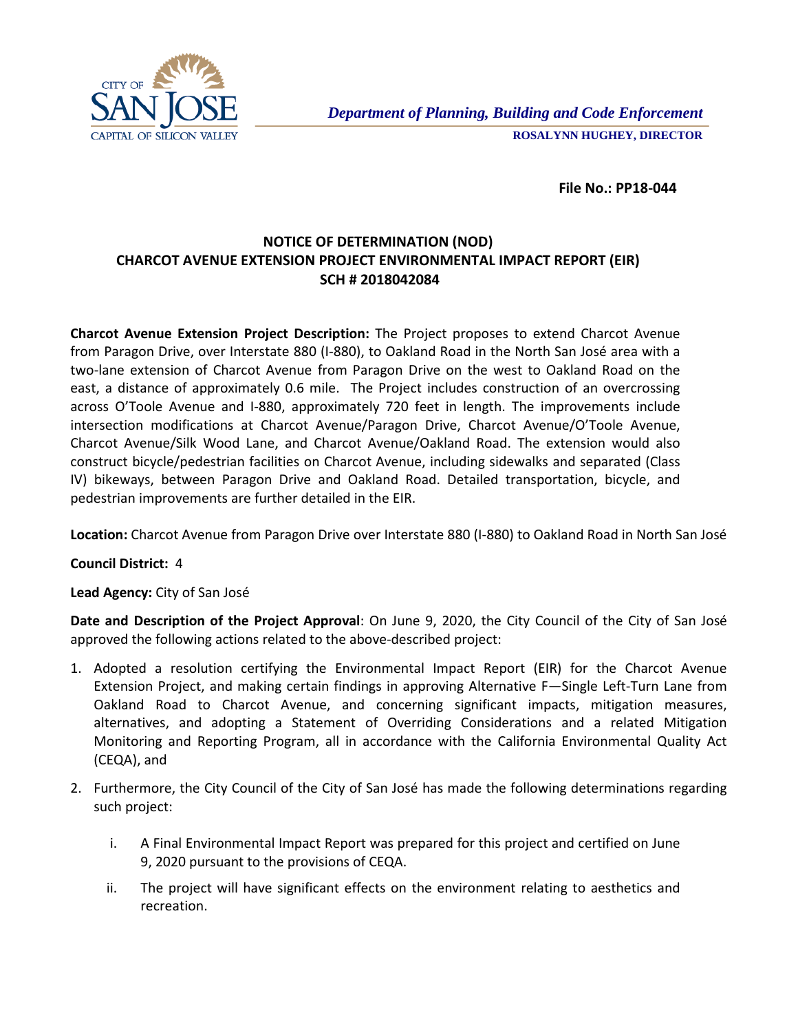CITY OF SAN JOSE
CAPITAL OF SILICON VALLEY

*Department of Planning, Building and Code Enforcement*

**ROSALYNN HUGHEY, DIRECTOR**

**File No.: PP18-044**

## NOTICE OF DETERMINATION (NOD)
## CHARCOT AVENUE EXTENSION PROJECT ENVIRONMENTAL IMPACT REPORT (EIR)
## SCH # 2018042084

**Charcot Avenue Extension Project Description:** The Project proposes to extend Charcot Avenue from Paragon Drive, over Interstate 880 (I-880), to Oakland Road in the North San José area with a two-lane extension of Charcot Avenue from Paragon Drive on the west to Oakland Road on the east, a distance of approximately 0.6 mile. The Project includes construction of an overcrossing across O'Toole Avenue and I-880, approximately 720 feet in length. The improvements include intersection modifications at Charcot Avenue/Paragon Drive, Charcot Avenue/O'Toole Avenue, Charcot Avenue/Silk Wood Lane, and Charcot Avenue/Oakland Road. The extension would also construct bicycle/pedestrian facilities on Charcot Avenue, including sidewalks and separated (Class IV) bikeways, between Paragon Drive and Oakland Road. Detailed transportation, bicycle, and pedestrian improvements are further detailed in the EIR.

**Location:** Charcot Avenue from Paragon Drive over Interstate 880 (I-880) to Oakland Road in North San José

**Council District:** 4

**Lead Agency:** City of San José

**Date and Description of the Project Approval**: On June 9, 2020, the City Council of the City of San José approved the following actions related to the above-described project:

1. Adopted a resolution certifying the Environmental Impact Report (EIR) for the Charcot Avenue Extension Project, and making certain findings in approving Alternative F—Single Left-Turn Lane from Oakland Road to Charcot Avenue, and concerning significant impacts, mitigation measures, alternatives, and adopting a Statement of Overriding Considerations and a related Mitigation Monitoring and Reporting Program, all in accordance with the California Environmental Quality Act (CEQA), and

2. Furthermore, the City Council of the City of San José has made the following determinations regarding such project:

    i. A Final Environmental Impact Report was prepared for this project and certified on June 9, 2020 pursuant to the provisions of CEQA.

    ii. The project will have significant effects on the environment relating to aesthetics and recreation.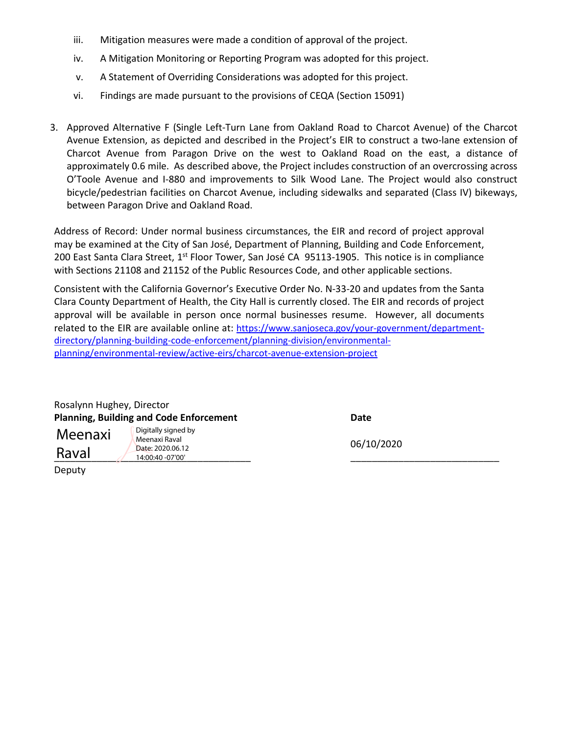iii. Mitigation measures were made a condition of approval of the project.

iv. A Mitigation Monitoring or Reporting Program was adopted for this project.

v. A Statement of Overriding Considerations was adopted for this project.

vi. Findings are made pursuant to the provisions of CEQA (Section 15091)

3. Approved Alternative F (Single Left-Turn Lane from Oakland Road to Charcot Avenue) of the Charcot Avenue Extension, as depicted and described in the Project's EIR to construct a two-lane extension of Charcot Avenue from Paragon Drive on the west to Oakland Road on the east, a distance of approximately 0.6 mile. As described above, the Project includes construction of an overcrossing across O'Toole Avenue and I-880 and improvements to Silk Wood Lane. The Project would also construct bicycle/pedestrian facilities on Charcot Avenue, including sidewalks and separated (Class IV) bikeways, between Paragon Drive and Oakland Road.

Address of Record: Under normal business circumstances, the EIR and record of project approval may be examined at the City of San José, Department of Planning, Building and Code Enforcement, 200 East Santa Clara Street, 1st Floor Tower, San José CA 95113-1905. This notice is in compliance with Sections 21108 and 21152 of the Public Resources Code, and other applicable sections.

Consistent with the California Governor's Executive Order No. N-33-20 and updates from the Santa Clara County Department of Health, the City Hall is currently closed. The EIR and records of project approval will be available in person once normal businesses resume. However, all documents related to the EIR are available online at: https://www.sanjoseca.gov/your-government/department-directory/planning-building-code-enforcement/planning-division/environmental-planning/environmental-review/active-eirs/charcot-avenue-extension-project

Rosalynn Hughey, Director
**Planning, Building and Code Enforcement** **Date**

Meenaxi Raval — Digitally signed by Meenaxi Raval Date: 2020.06.12 14:00:40 -07'00'

06/10/2020

Deputy